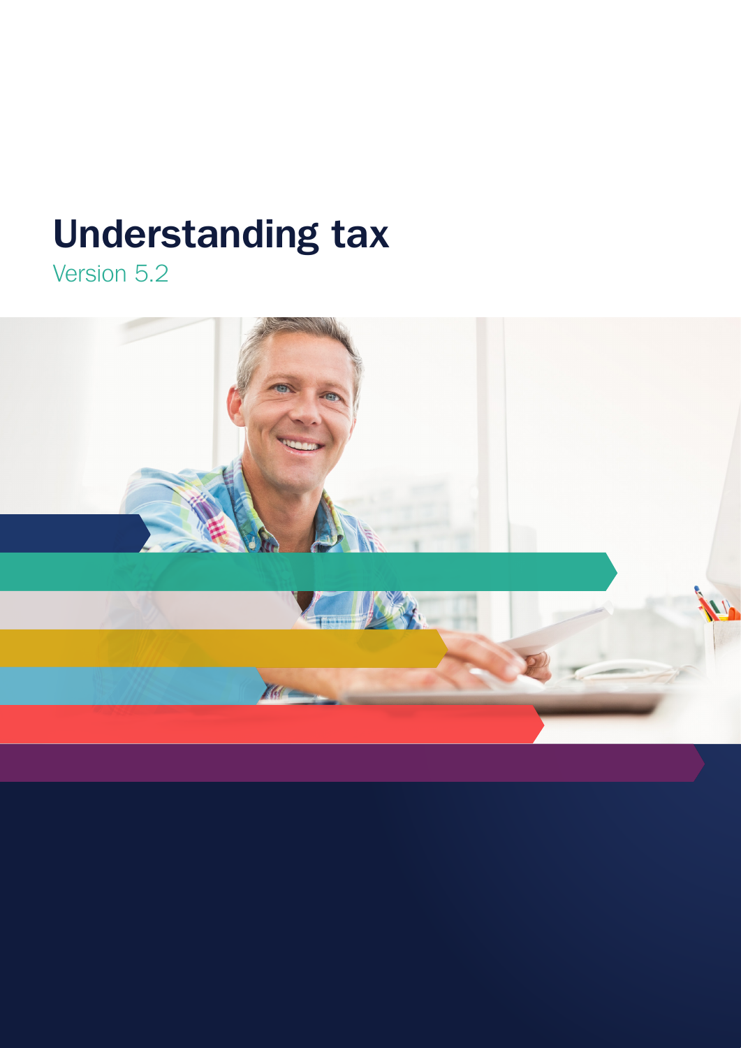# Understanding tax

Version 5.2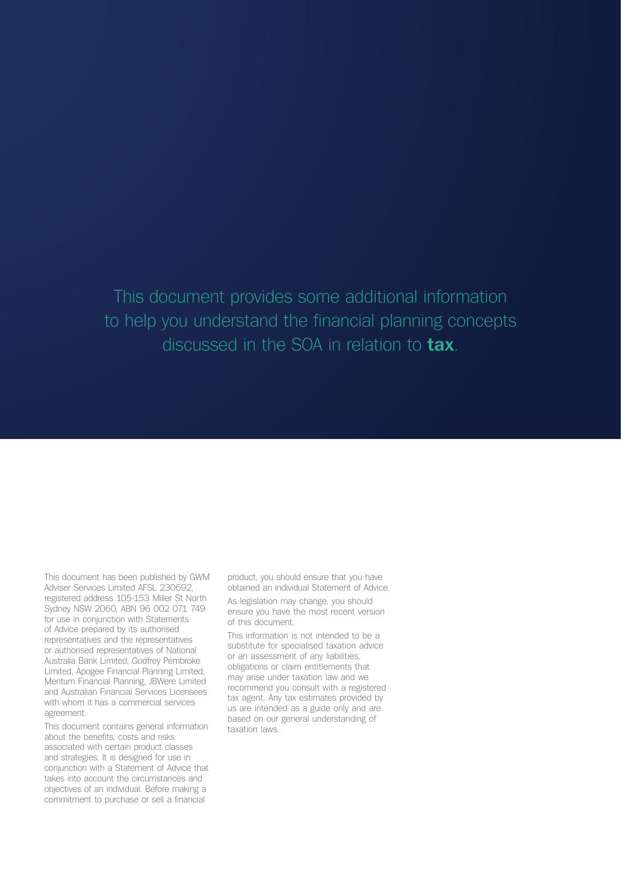This document provides some additional information to help you understand the financial planning concepts discussed in the SOA in relation to **tax**.

This document has been published by GWM Adviser Services Limited AFSL 230692, registered address 105-153 Miller St North Sydney NSW 2060, ABN 96 002 071 749 for use in conjunction with Statements of Advice prepared by its authorised representatives and the representatives or authorised representatives of National Australia Bank Limited, Godfrey Pembroke Limited, Apogee Financial Planning Limited, Meritum Financial Planning, JBWere Limited and Australian Financial Services Licensees with whom it has a commercial services agreement.

This document contains general information about the benefits, costs and risks associated with certain product classes and strategies. It is designed for use in conjunction with a Statement of Advice that takes into account the circumstances and objectives of an individual. Before making a commitment to purchase or sell a financial product, you should ensure that you have obtained an individual Statement of Advice.

As legislation may change, you should ensure you have the most recent version of this document.

This information is not intended to be a substitute for specialised taxation advice or an assessment of any liabilities, obligations or claim entitlements that may arise under taxation law and we recommend you consult with a registered tax agent. Any tax estimates provided by us are intended as a guide only and are based on our general understanding of taxation laws.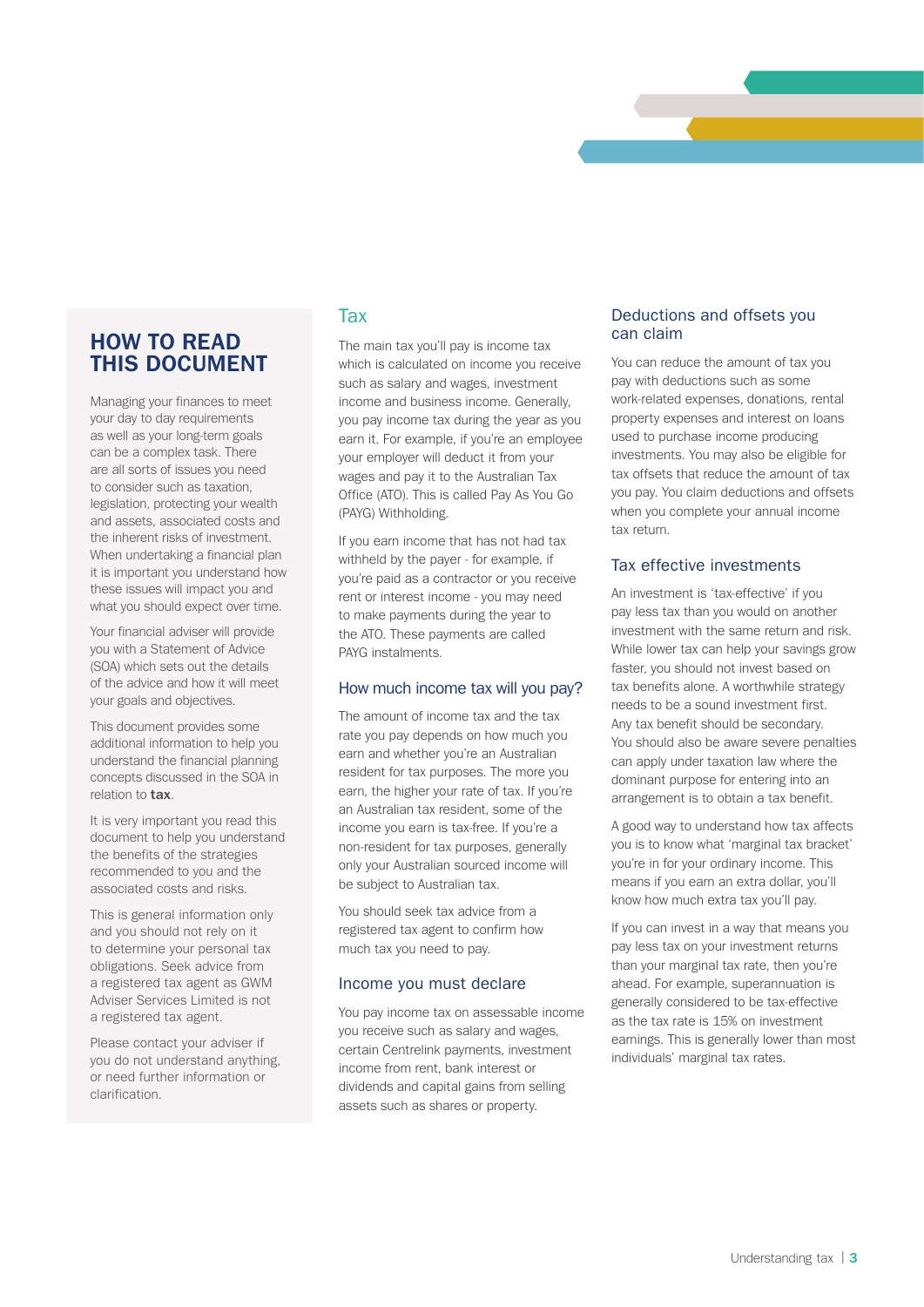## HOW TO READ THIS DOCUMENT

Managing your finances to meet your day to day requirements as well as your long-term goals can be a complex task. There are all sorts of issues you need to consider such as taxation, legislation, protecting your wealth and assets, associated costs and the inherent risks of investment. When undertaking a financial plan it is important you understand how these issues will impact you and what you should expect over time.

Your financial adviser will provide you with a Statement of Advice (SOA) which sets out the details of the advice and how it will meet your goals and objectives.

This document provides some additional information to help you understand the financial planning concepts discussed in the SOA in relation to **tax**.

It is very important you read this document to help you understand the benefits of the strategies recommended to you and the associated costs and risks.

This is general information only and you should not rely on it to determine your personal tax obligations. Seek advice from a registered tax agent as GWM Adviser Services Limited is not a registered tax agent.

Please contact your adviser if you do not understand anything, or need further information or clarification.

## Tax

The main tax you'll pay is income tax which is calculated on income you receive such as salary and wages, investment income and business income. Generally, you pay income tax during the year as you earn it. For example, if you're an employee your employer will deduct it from your wages and pay it to the Australian Tax Office (ATO). This is called Pay As You Go (PAYG) Withholding.

If you earn income that has not had tax withheld by the payer - for example, if you're paid as a contractor or you receive rent or interest income - you may need to make payments during the year to the ATO. These payments are called PAYG instalments.

### How much income tax will you pay?

The amount of income tax and the tax rate you pay depends on how much you earn and whether you're an Australian resident for tax purposes. The more you earn, the higher your rate of tax. If you're an Australian tax resident, some of the income you earn is tax-free. If you're a non-resident for tax purposes, generally only your Australian sourced income will be subject to Australian tax.

You should seek tax advice from a registered tax agent to confirm how much tax you need to pay.

### Income you must declare

You pay income tax on assessable income you receive such as salary and wages, certain Centrelink payments, investment income from rent, bank interest or dividends and capital gains from selling assets such as shares or property.

### Deductions and offsets you can claim

You can reduce the amount of tax you pay with deductions such as some work-related expenses, donations, rental property expenses and interest on loans used to purchase income producing investments. You may also be eligible for tax offsets that reduce the amount of tax you pay. You claim deductions and offsets when you complete your annual income tax return.

### Tax effective investments

An investment is 'tax-effective' if you pay less tax than you would on another investment with the same return and risk. While lower tax can help your savings grow faster, you should not invest based on tax benefits alone. A worthwhile strategy needs to be a sound investment first. Any tax benefit should be secondary. You should also be aware severe penalties can apply under taxation law where the dominant purpose for entering into an arrangement is to obtain a tax benefit.

A good way to understand how tax affects you is to know what 'marginal tax bracket' you're in for your ordinary income. This means if you earn an extra dollar, you'll know how much extra tax you'll pay.

If you can invest in a way that means you pay less tax on your investment returns than your marginal tax rate, then you're ahead. For example, superannuation is generally considered to be tax-effective as the tax rate is 15% on investment earnings. This is generally lower than most individuals' marginal tax rates.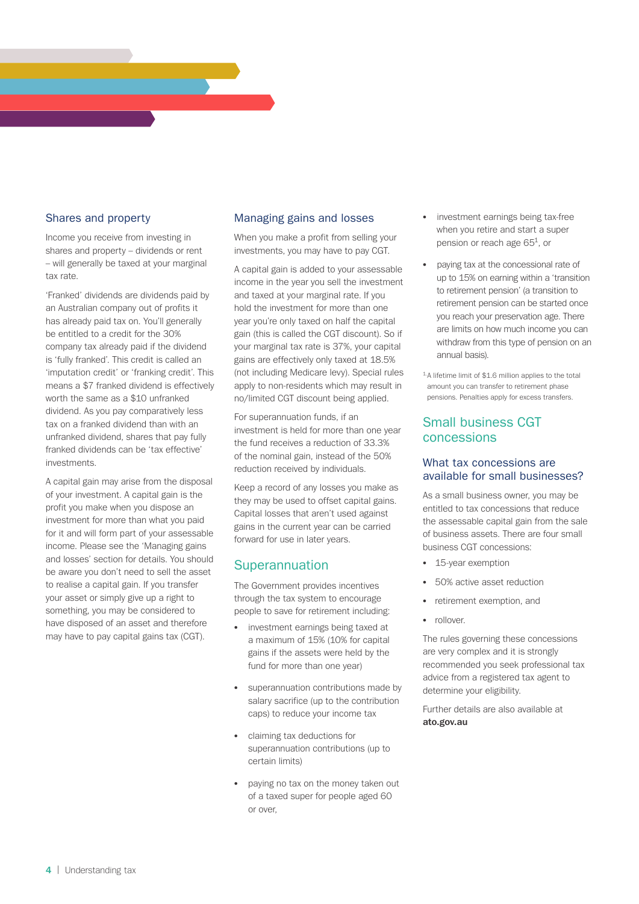## Shares and property

Income you receive from investing in shares and property – dividends or rent – will generally be taxed at your marginal tax rate.

'Franked' dividends are dividends paid by an Australian company out of profits it has already paid tax on. You'll generally be entitled to a credit for the 30% company tax already paid if the dividend is 'fully franked'. This credit is called an 'imputation credit' or 'franking credit'. This means a $7 franked dividend is effectively worth the same as a $10 unfranked dividend. As you pay comparatively less tax on a franked dividend than with an unfranked dividend, shares that pay fully franked dividends can be 'tax effective' investments.

A capital gain may arise from the disposal of your investment. A capital gain is the profit you make when you dispose an investment for more than what you paid for it and will form part of your assessable income. Please see the 'Managing gains and losses' section for details. You should be aware you don't need to sell the asset to realise a capital gain. If you transfer your asset or simply give up a right to something, you may be considered to have disposed of an asset and therefore may have to pay capital gains tax (CGT).

## Managing gains and losses

When you make a profit from selling your investments, you may have to pay CGT.

A capital gain is added to your assessable income in the year you sell the investment and taxed at your marginal rate. If you hold the investment for more than one year you're only taxed on half the capital gain (this is called the CGT discount). So if your marginal tax rate is 37%, your capital gains are effectively only taxed at 18.5% (not including Medicare levy). Special rules apply to non-residents which may result in no/limited CGT discount being applied.

For superannuation funds, if an investment is held for more than one year the fund receives a reduction of 33.3% of the nominal gain, instead of the 50% reduction received by individuals.

Keep a record of any losses you make as they may be used to offset capital gains. Capital losses that aren't used against gains in the current year can be carried forward for use in later years.

## Superannuation

The Government provides incentives through the tax system to encourage people to save for retirement including:

- investment earnings being taxed at a maximum of 15% (10% for capital gains if the assets were held by the fund for more than one year)
- superannuation contributions made by salary sacrifice (up to the contribution caps) to reduce your income tax
- claiming tax deductions for superannuation contributions (up to certain limits)
- paying no tax on the money taken out of a taxed super for people aged 60 or over,
- investment earnings being tax-free when you retire and start a super pension or reach age 65[1], or
- paying tax at the concessional rate of up to 15% on earning within a 'transition to retirement pension' (a transition to retirement pension can be started once you reach your preservation age. There are limits on how much income you can withdraw from this type of pension on an annual basis).

[1] A lifetime limit of $1.6 million applies to the total amount you can transfer to retirement phase pensions. Penalties apply for excess transfers.

## Small business CGT concessions

### What tax concessions are available for small businesses?

As a small business owner, you may be entitled to tax concessions that reduce the assessable capital gain from the sale of business assets. There are four small business CGT concessions:

- 15-year exemption
- 50% active asset reduction
- retirement exemption, and
- rollover.

The rules governing these concessions are very complex and it is strongly recommended you seek professional tax advice from a registered tax agent to determine your eligibility.

Further details are also available at **ato.gov.au**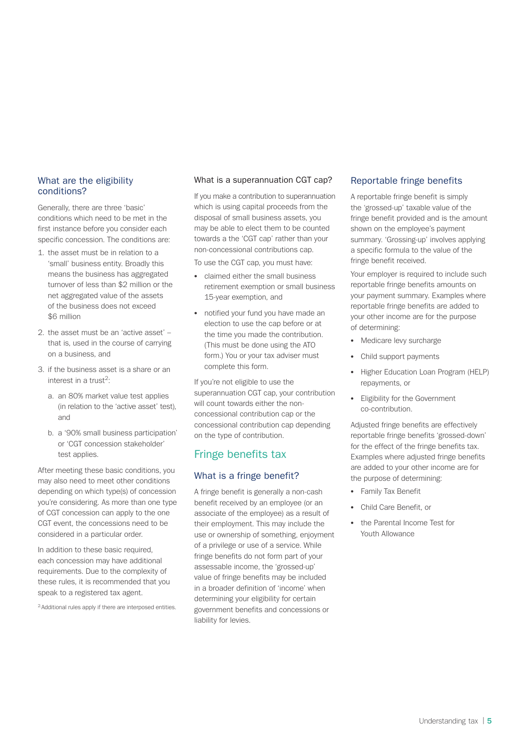## What are the eligibility conditions?

Generally, there are three 'basic' conditions which need to be met in the first instance before you consider each specific concession. The conditions are:

1. the asset must be in relation to a 'small' business entity. Broadly this means the business has aggregated turnover of less than $2 million or the net aggregated value of the assets of the business does not exceed $6 million
2. the asset must be an 'active asset' – that is, used in the course of carrying on a business, and
3. if the business asset is a share or an interest in a trust[2]:
   a. an 80% market value test applies (in relation to the 'active asset' test), and
   b. a '90% small business participation' or 'CGT concession stakeholder' test applies.

After meeting these basic conditions, you may also need to meet other conditions depending on which type(s) of concession you're considering. As more than one type of CGT concession can apply to the one CGT event, the concessions need to be considered in a particular order.

In addition to these basic required, each concession may have additional requirements. Due to the complexity of these rules, it is recommended that you speak to a registered tax agent.

[2] Additional rules apply if there are interposed entities.

### What is a superannuation CGT cap?

If you make a contribution to superannuation which is using capital proceeds from the disposal of small business assets, you may be able to elect them to be counted towards a the 'CGT cap' rather than your non-concessional contributions cap.

To use the CGT cap, you must have:

- claimed either the small business retirement exemption or small business 15-year exemption, and
- notified your fund you have made an election to use the cap before or at the time you made the contribution. (This must be done using the ATO form.) You or your tax adviser must complete this form.

If you're not eligible to use the superannuation CGT cap, your contribution will count towards either the non-concessional contribution cap or the concessional contribution cap depending on the type of contribution.

# Fringe benefits tax

## What is a fringe benefit?

A fringe benefit is generally a non-cash benefit received by an employee (or an associate of the employee) as a result of their employment. This may include the use or ownership of something, enjoyment of a privilege or use of a service. While fringe benefits do not form part of your assessable income, the 'grossed-up' value of fringe benefits may be included in a broader definition of 'income' when determining your eligibility for certain government benefits and concessions or liability for levies.

## Reportable fringe benefits

A reportable fringe benefit is simply the 'grossed-up' taxable value of the fringe benefit provided and is the amount shown on the employee's payment summary. 'Grossing-up' involves applying a specific formula to the value of the fringe benefit received.

Your employer is required to include such reportable fringe benefits amounts on your payment summary. Examples where reportable fringe benefits are added to your other income are for the purpose of determining:

- Medicare levy surcharge
- Child support payments
- Higher Education Loan Program (HELP) repayments, or
- Eligibility for the Government co-contribution.

Adjusted fringe benefits are effectively reportable fringe benefits 'grossed-down' for the effect of the fringe benefits tax. Examples where adjusted fringe benefits are added to your other income are for the purpose of determining:

- Family Tax Benefit
- Child Care Benefit, or
- the Parental Income Test for Youth Allowance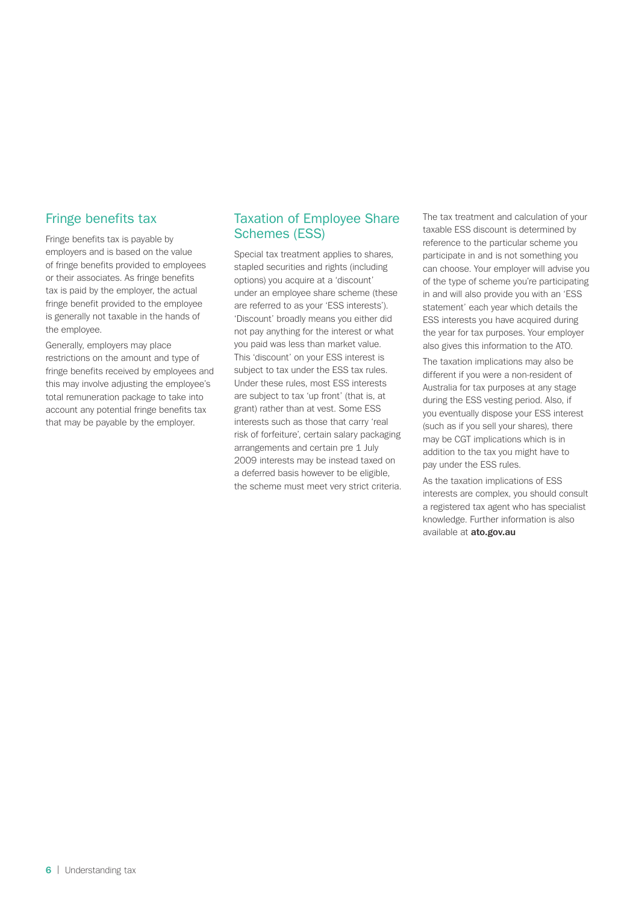## Fringe benefits tax

Fringe benefits tax is payable by employers and is based on the value of fringe benefits provided to employees or their associates. As fringe benefits tax is paid by the employer, the actual fringe benefit provided to the employee is generally not taxable in the hands of the employee.

Generally, employers may place restrictions on the amount and type of fringe benefits received by employees and this may involve adjusting the employee's total remuneration package to take into account any potential fringe benefits tax that may be payable by the employer.

## Taxation of Employee Share Schemes (ESS)

Special tax treatment applies to shares, stapled securities and rights (including options) you acquire at a 'discount' under an employee share scheme (these are referred to as your 'ESS interests'). 'Discount' broadly means you either did not pay anything for the interest or what you paid was less than market value. This 'discount' on your ESS interest is subject to tax under the ESS tax rules. Under these rules, most ESS interests are subject to tax 'up front' (that is, at grant) rather than at vest. Some ESS interests such as those that carry 'real risk of forfeiture', certain salary packaging arrangements and certain pre 1 July 2009 interests may be instead taxed on a deferred basis however to be eligible, the scheme must meet very strict criteria.

The tax treatment and calculation of your taxable ESS discount is determined by reference to the particular scheme you participate in and is not something you can choose. Your employer will advise you of the type of scheme you're participating in and will also provide you with an 'ESS statement' each year which details the ESS interests you have acquired during the year for tax purposes. Your employer also gives this information to the ATO.

The taxation implications may also be different if you were a non-resident of Australia for tax purposes at any stage during the ESS vesting period. Also, if you eventually dispose your ESS interest (such as if you sell your shares), there may be CGT implications which is in addition to the tax you might have to pay under the ESS rules.

As the taxation implications of ESS interests are complex, you should consult a registered tax agent who has specialist knowledge. Further information is also available at **ato.gov.au**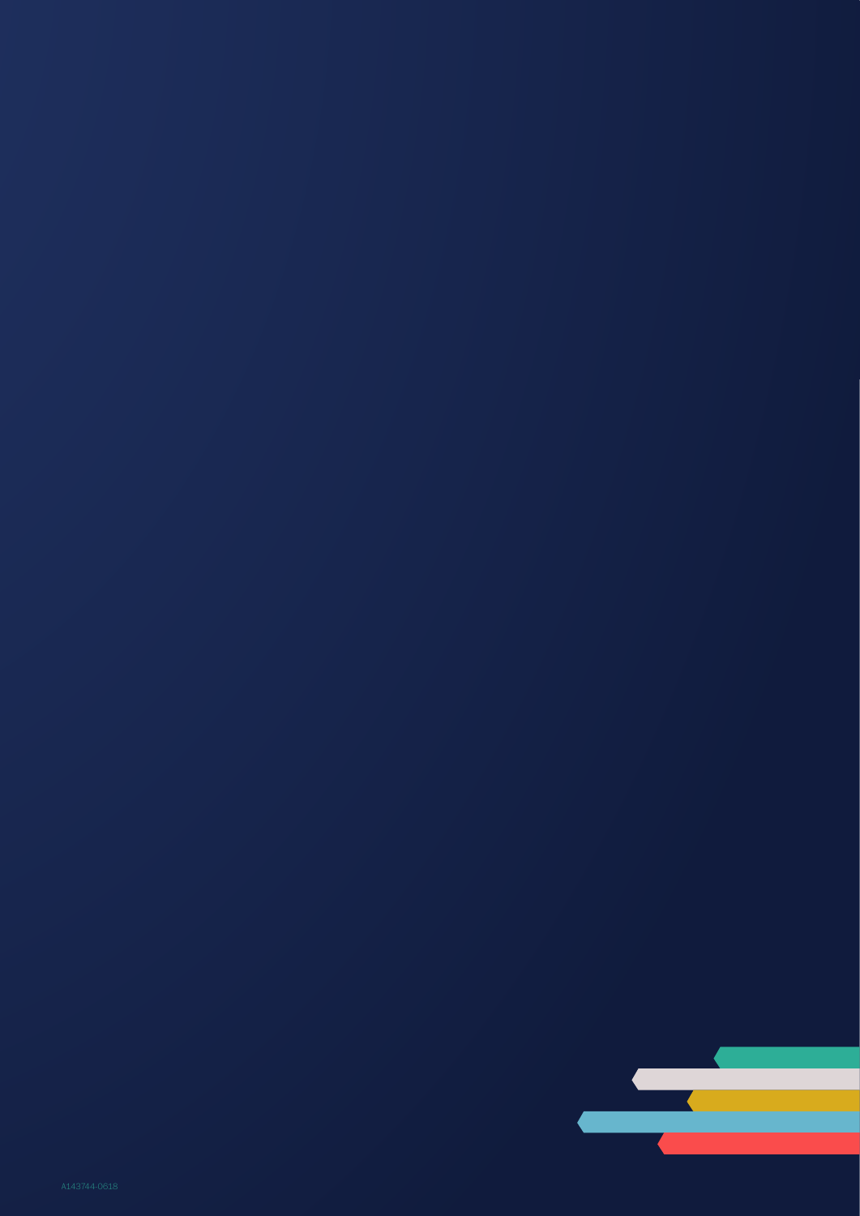A143744-0618